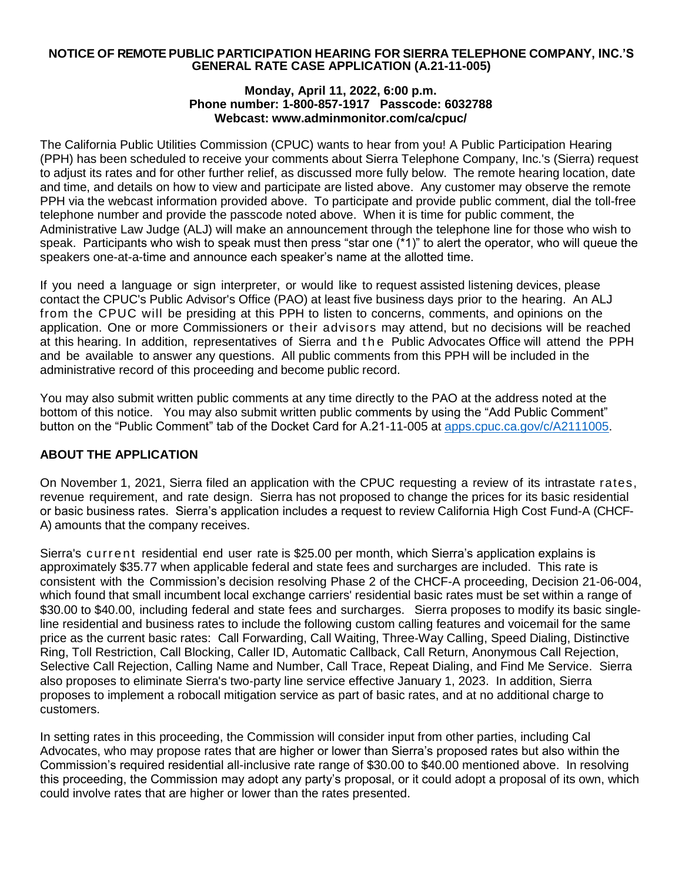**NOTICE OF REMOTE PUBLIC PARTICIPATION HEARING FOR SIERRA TELEPHONE COMPANY, INC.'S GENERAL RATE CASE APPLICATION (A.21-11-005)**

**Monday, April 11, 2022, 6:00 p.m.**
**Phone number: 1-800-857-1917 Passcode: 6032788**
**Webcast: www.adminmonitor.com/ca/cpuc/**

The California Public Utilities Commission (CPUC) wants to hear from you! A Public Participation Hearing (PPH) has been scheduled to receive your comments about Sierra Telephone Company, Inc.'s (Sierra) request to adjust its rates and for other further relief, as discussed more fully below. The remote hearing location, date and time, and details on how to view and participate are listed above. Any customer may observe the remote PPH via the webcast information provided above. To participate and provide public comment, dial the toll-free telephone number and provide the passcode noted above. When it is time for public comment, the Administrative Law Judge (ALJ) will make an announcement through the telephone line for those who wish to speak. Participants who wish to speak must then press "star one (*1)" to alert the operator, who will queue the speakers one-at-a-time and announce each speaker's name at the allotted time.

If you need a language or sign interpreter, or would like to request assisted listening devices, please contact the CPUC's Public Advisor's Office (PAO) at least five business days prior to the hearing. An ALJ from the CPUC will be presiding at this PPH to listen to concerns, comments, and opinions on the application. One or more Commissioners or their advisors may attend, but no decisions will be reached at this hearing. In addition, representatives of Sierra and the Public Advocates Office will attend the PPH and be available to answer any questions. All public comments from this PPH will be included in the administrative record of this proceeding and become public record.

You may also submit written public comments at any time directly to the PAO at the address noted at the bottom of this notice. You may also submit written public comments by using the "Add Public Comment" button on the "Public Comment" tab of the Docket Card for A.21-11-005 at apps.cpuc.ca.gov/c/A2111005.

## ABOUT THE APPLICATION

On November 1, 2021, Sierra filed an application with the CPUC requesting a review of its intrastate rates, revenue requirement, and rate design. Sierra has not proposed to change the prices for its basic residential or basic business rates. Sierra's application includes a request to review California High Cost Fund-A (CHCF-A) amounts that the company receives.

Sierra's current residential end user rate is $25.00 per month, which Sierra's application explains is approximately $35.77 when applicable federal and state fees and surcharges are included. This rate is consistent with the Commission's decision resolving Phase 2 of the CHCF-A proceeding, Decision 21-06-004, which found that small incumbent local exchange carriers' residential basic rates must be set within a range of $30.00 to $40.00, including federal and state fees and surcharges. Sierra proposes to modify its basic single-line residential and business rates to include the following custom calling features and voicemail for the same price as the current basic rates: Call Forwarding, Call Waiting, Three-Way Calling, Speed Dialing, Distinctive Ring, Toll Restriction, Call Blocking, Caller ID, Automatic Callback, Call Return, Anonymous Call Rejection, Selective Call Rejection, Calling Name and Number, Call Trace, Repeat Dialing, and Find Me Service. Sierra also proposes to eliminate Sierra's two-party line service effective January 1, 2023. In addition, Sierra proposes to implement a robocall mitigation service as part of basic rates, and at no additional charge to customers.

In setting rates in this proceeding, the Commission will consider input from other parties, including Cal Advocates, who may propose rates that are higher or lower than Sierra's proposed rates but also within the Commission's required residential all-inclusive rate range of $30.00 to $40.00 mentioned above. In resolving this proceeding, the Commission may adopt any party's proposal, or it could adopt a proposal of its own, which could involve rates that are higher or lower than the rates presented.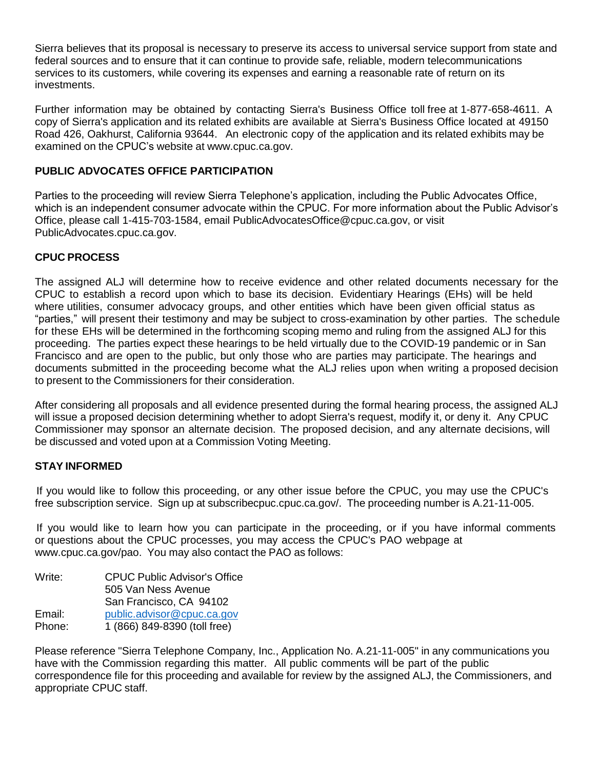Sierra believes that its proposal is necessary to preserve its access to universal service support from state and federal sources and to ensure that it can continue to provide safe, reliable, modern telecommunications services to its customers, while covering its expenses and earning a reasonable rate of return on its investments.

Further information may be obtained by contacting Sierra's Business Office toll free at 1-877-658-4611. A copy of Sierra's application and its related exhibits are available at Sierra's Business Office located at 49150 Road 426, Oakhurst, California 93644. An electronic copy of the application and its related exhibits may be examined on the CPUC's website at www.cpuc.ca.gov.

**PUBLIC ADVOCATES OFFICE PARTICIPATION**

Parties to the proceeding will review Sierra Telephone's application, including the Public Advocates Office, which is an independent consumer advocate within the CPUC. For more information about the Public Advisor's Office, please call 1-415-703-1584, email PublicAdvocatesOffice@cpuc.ca.gov, or visit PublicAdvocates.cpuc.ca.gov.

**CPUC PROCESS**

The assigned ALJ will determine how to receive evidence and other related documents necessary for the CPUC to establish a record upon which to base its decision. Evidentiary Hearings (EHs) will be held where utilities, consumer advocacy groups, and other entities which have been given official status as "parties," will present their testimony and may be subject to cross-examination by other parties. The schedule for these EHs will be determined in the forthcoming scoping memo and ruling from the assigned ALJ for this proceeding. The parties expect these hearings to be held virtually due to the COVID-19 pandemic or in San Francisco and are open to the public, but only those who are parties may participate. The hearings and documents submitted in the proceeding become what the ALJ relies upon when writing a proposed decision to present to the Commissioners for their consideration.

After considering all proposals and all evidence presented during the formal hearing process, the assigned ALJ will issue a proposed decision determining whether to adopt Sierra's request, modify it, or deny it. Any CPUC Commissioner may sponsor an alternate decision. The proposed decision, and any alternate decisions, will be discussed and voted upon at a Commission Voting Meeting.

**STAY INFORMED**

If you would like to follow this proceeding, or any other issue before the CPUC, you may use the CPUC's free subscription service. Sign up at subscribecpuc.cpuc.ca.gov/. The proceeding number is A.21-11-005.

If you would like to learn how you can participate in the proceeding, or if you have informal comments or questions about the CPUC processes, you may access the CPUC's PAO webpage at www.cpuc.ca.gov/pao. You may also contact the PAO as follows:

| | |
|---|---|
| Write: | CPUC Public Advisor's Office<br>505 Van Ness Avenue<br>San Francisco, CA 94102 |
| Email: | public.advisor@cpuc.ca.gov |
| Phone: | 1 (866) 849-8390 (toll free) |

Please reference "Sierra Telephone Company, Inc., Application No. A.21-11-005" in any communications you have with the Commission regarding this matter. All public comments will be part of the public correspondence file for this proceeding and available for review by the assigned ALJ, the Commissioners, and appropriate CPUC staff.